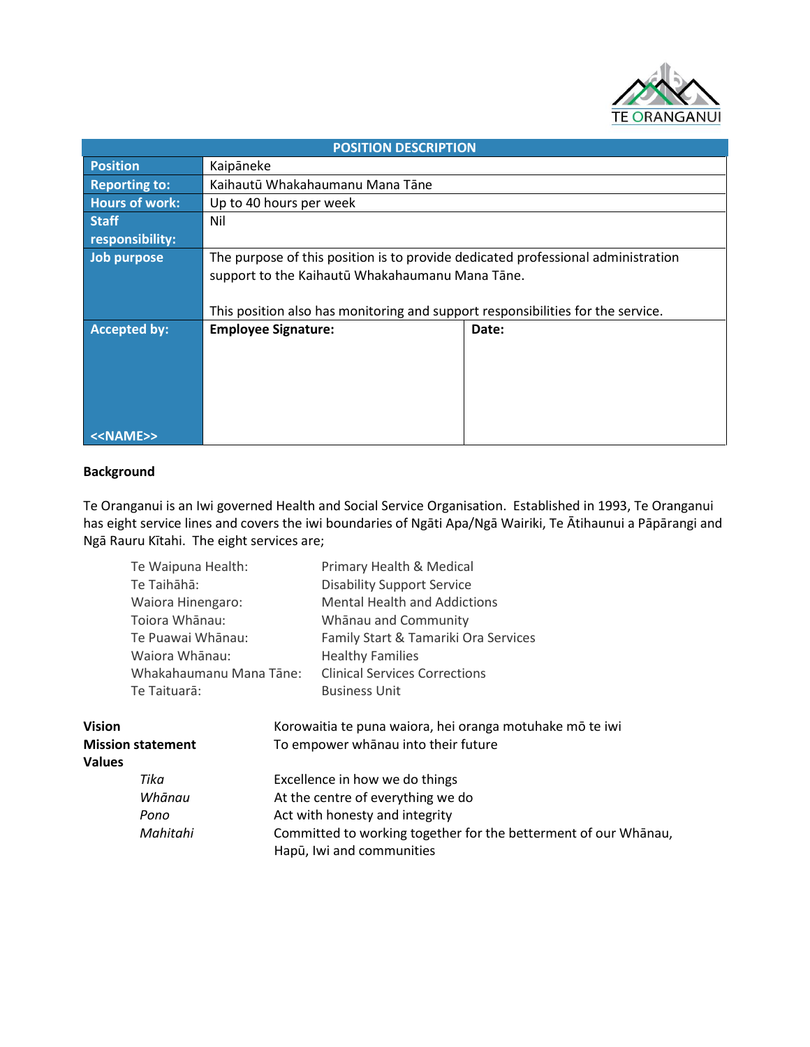| POSITION DESCRIPTION | | |
|---|---|---|
| **Position** | Kaipāneke | |
| **Reporting to:** | Kaihautū Whakahaumanu Mana Tāne | |
| **Hours of work:** | Up to 40 hours per week | |
| **Staff responsibility:** | Nil | |
| **Job purpose** | The purpose of this position is to provide dedicated professional administration support to the Kaihautū Whakahaumanu Mana Tāne.<br><br>This position also has monitoring and support responsibilities for the service. | |
| **Accepted by:**<br><br><<NAME>> | **Employee Signature:** | **Date:** |

**Background**

Te Oranganui is an Iwi governed Health and Social Service Organisation. Established in 1993, Te Oranganui has eight service lines and covers the iwi boundaries of Ngāti Apa/Ngā Wairiki, Te Ātihaunui a Pāpārangi and Ngā Rauru Kītahi. The eight services are;

| | |
|---|---|
| Te Waipuna Health: | Primary Health & Medical |
| Te Taihāhā: | Disability Support Service |
| Waiora Hinengaro: | Mental Health and Addictions |
| Toiora Whānau: | Whānau and Community |
| Te Puawai Whānau: | Family Start & Tamariki Ora Services |
| Waiora Whānau: | Healthy Families |
| Whakahaumanu Mana Tāne: | Clinical Services Corrections |
| Te Taituarā: | Business Unit |

**Vision** — Korowaitia te puna waiora, hei oranga motuhake mō te iwi

**Mission statement** — To empower whānau into their future

**Values**

| | |
|---|---|
| *Tika* | Excellence in how we do things |
| *Whānau* | At the centre of everything we do |
| *Pono* | Act with honesty and integrity |
| *Mahitahi* | Committed to working together for the betterment of our Whānau, Hapū, Iwi and communities |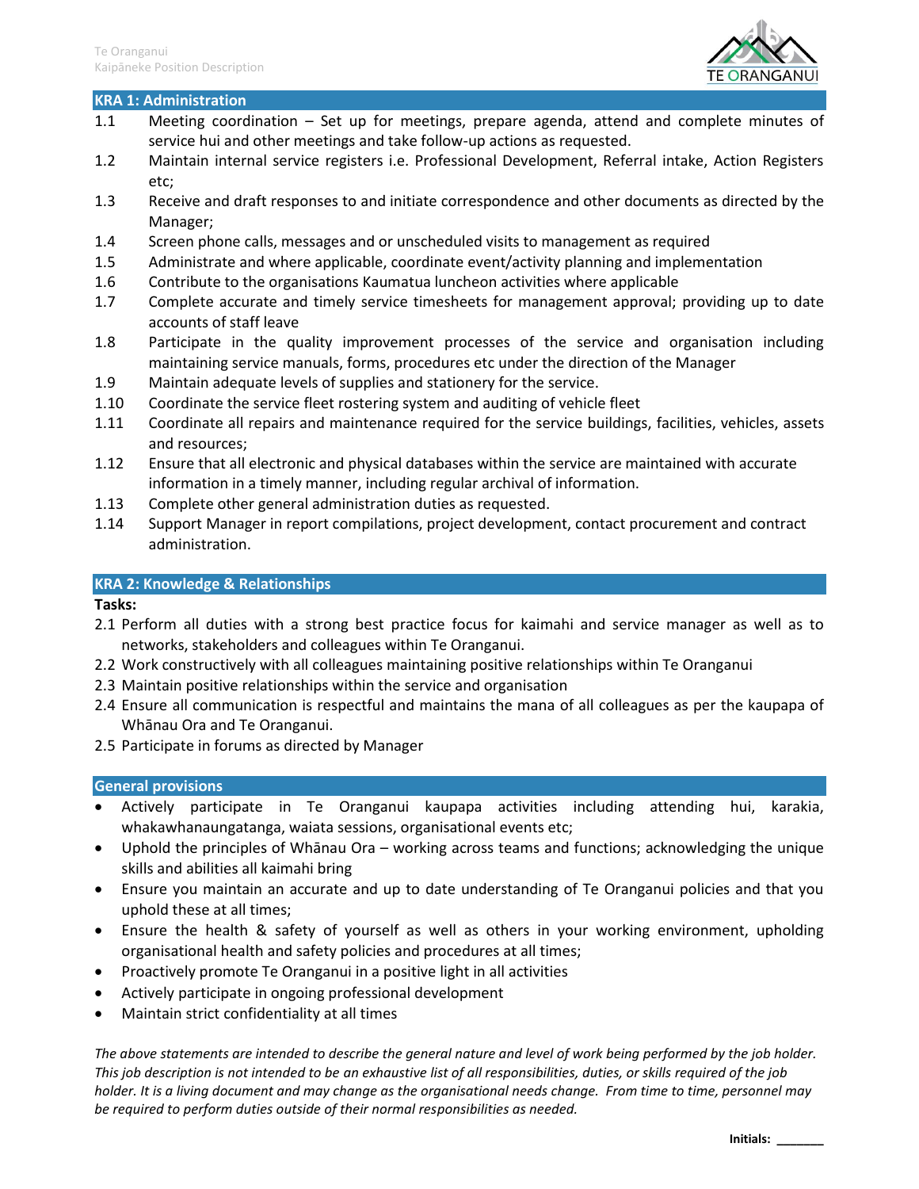## KRA 1: Administration

1.1 Meeting coordination – Set up for meetings, prepare agenda, attend and complete minutes of service hui and other meetings and take follow-up actions as requested.
1.2 Maintain internal service registers i.e. Professional Development, Referral intake, Action Registers etc;
1.3 Receive and draft responses to and initiate correspondence and other documents as directed by the Manager;
1.4 Screen phone calls, messages and or unscheduled visits to management as required
1.5 Administrate and where applicable, coordinate event/activity planning and implementation
1.6 Contribute to the organisations Kaumatua luncheon activities where applicable
1.7 Complete accurate and timely service timesheets for management approval; providing up to date accounts of staff leave
1.8 Participate in the quality improvement processes of the service and organisation including maintaining service manuals, forms, procedures etc under the direction of the Manager
1.9 Maintain adequate levels of supplies and stationery for the service.
1.10 Coordinate the service fleet rostering system and auditing of vehicle fleet
1.11 Coordinate all repairs and maintenance required for the service buildings, facilities, vehicles, assets and resources;
1.12 Ensure that all electronic and physical databases within the service are maintained with accurate information in a timely manner, including regular archival of information.
1.13 Complete other general administration duties as requested.
1.14 Support Manager in report compilations, project development, contact procurement and contract administration.

## KRA 2: Knowledge & Relationships

**Tasks:**

2.1 Perform all duties with a strong best practice focus for kaimahi and service manager as well as to networks, stakeholders and colleagues within Te Oranganui.
2.2 Work constructively with all colleagues maintaining positive relationships within Te Oranganui
2.3 Maintain positive relationships within the service and organisation
2.4 Ensure all communication is respectful and maintains the mana of all colleagues as per the kaupapa of Whānau Ora and Te Oranganui.
2.5 Participate in forums as directed by Manager

## General provisions

- Actively participate in Te Oranganui kaupapa activities including attending hui, karakia, whakawhanaungatanga, waiata sessions, organisational events etc;
- Uphold the principles of Whānau Ora – working across teams and functions; acknowledging the unique skills and abilities all kaimahi bring
- Ensure you maintain an accurate and up to date understanding of Te Oranganui policies and that you uphold these at all times;
- Ensure the health & safety of yourself as well as others in your working environment, upholding organisational health and safety policies and procedures at all times;
- Proactively promote Te Oranganui in a positive light in all activities
- Actively participate in ongoing professional development
- Maintain strict confidentiality at all times

*The above statements are intended to describe the general nature and level of work being performed by the job holder. This job description is not intended to be an exhaustive list of all responsibilities, duties, or skills required of the job holder. It is a living document and may change as the organisational needs change. From time to time, personnel may be required to perform duties outside of their normal responsibilities as needed.*

**Initials:** _______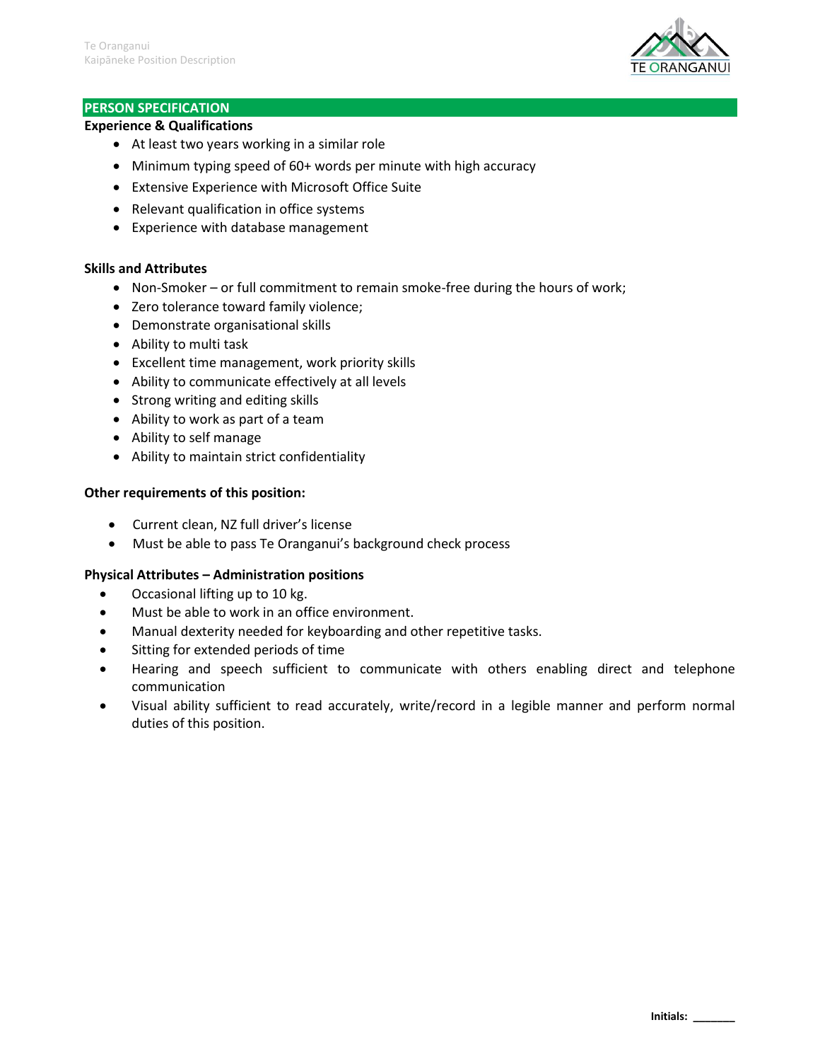## PERSON SPECIFICATION

**Experience & Qualifications**

- At least two years working in a similar role
- Minimum typing speed of 60+ words per minute with high accuracy
- Extensive Experience with Microsoft Office Suite
- Relevant qualification in office systems
- Experience with database management

**Skills and Attributes**

- Non-Smoker – or full commitment to remain smoke-free during the hours of work;
- Zero tolerance toward family violence;
- Demonstrate organisational skills
- Ability to multi task
- Excellent time management, work priority skills
- Ability to communicate effectively at all levels
- Strong writing and editing skills
- Ability to work as part of a team
- Ability to self manage
- Ability to maintain strict confidentiality

**Other requirements of this position:**

- Current clean, NZ full driver's license
- Must be able to pass Te Oranganui's background check process

**Physical Attributes – Administration positions**

- Occasional lifting up to 10 kg.
- Must be able to work in an office environment.
- Manual dexterity needed for keyboarding and other repetitive tasks.
- Sitting for extended periods of time
- Hearing and speech sufficient to communicate with others enabling direct and telephone communication
- Visual ability sufficient to read accurately, write/record in a legible manner and perform normal duties of this position.

**Initials:** _______